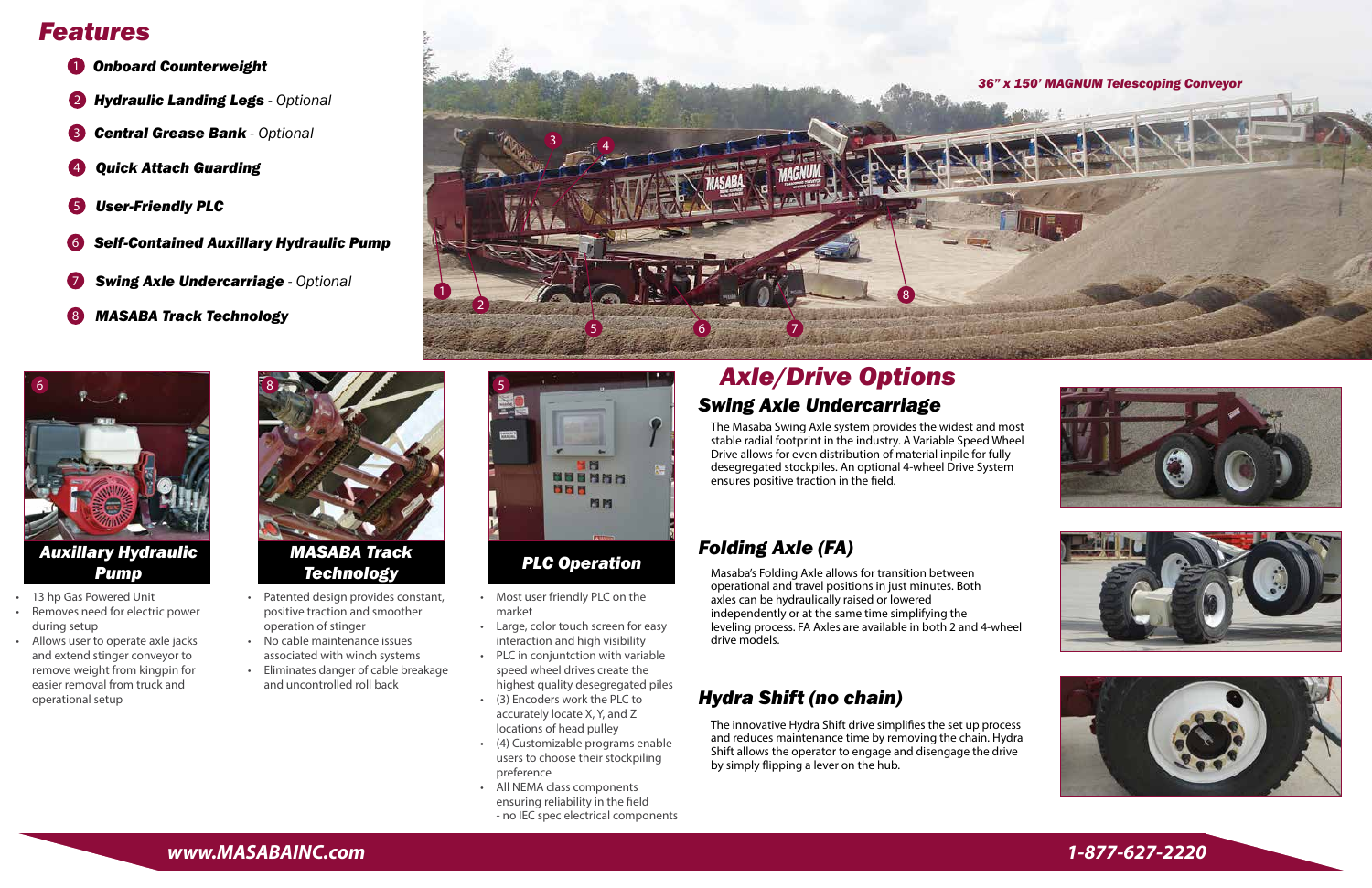## Features

1. ***Onboard Counterweight***
2. ***Hydraulic Landing Legs*** *- Optional*
3. ***Central Grease Bank*** *- Optional*
4. ***Quick Attach Guarding***
5. ***User-Friendly PLC***
6. ***Self-Contained Auxillary Hydraulic Pump***
7. ***Swing Axle Undercarriage*** *- Optional*
8. ***MASABA Track Technology***

*36" x 150' MAGNUM Telescoping Conveyor*

### Auxillary Hydraulic Pump

- 13 hp Gas Powered Unit
- Removes need for electric power during setup
- Allows user to operate axle jacks and extend stinger conveyor to remove weight from kingpin for easier removal from truck and operational setup

### MASABA Track Technology

- Patented design provides constant, positive traction and smoother operation of stinger
- No cable maintenance issues associated with winch systems
- Eliminates danger of cable breakage and uncontrolled roll back

### PLC Operation

- Most user friendly PLC on the market
- Large, color touch screen for easy interaction and high visibility
- PLC in conjuntction with variable speed wheel drives create the highest quality desegregated piles
- (3) Encoders work the PLC to accurately locate X, Y, and Z locations of head pulley
- (4) Customizable programs enable users to choose their stockpiling preference
- All NEMA class components ensuring reliability in the field - no IEC spec electrical components

## Axle/Drive Options

### Swing Axle Undercarriage

The Masaba Swing Axle system provides the widest and most stable radial footprint in the industry. A Variable Speed Wheel Drive allows for even distribution of material inpile for fully desegregated stockpiles. An optional 4-wheel Drive System ensures positive traction in the field.

### Folding Axle (FA)

Masaba's Folding Axle allows for transition between operational and travel positions in just minutes. Both axles can be hydraulically raised or lowered independently or at the same time simplifying the leveling process. FA Axles are available in both 2 and 4-wheel drive models.

### Hydra Shift (no chain)

The innovative Hydra Shift drive simplifies the set up process and reduces maintenance time by removing the chain. Hydra Shift allows the operator to engage and disengage the drive by simply flipping a lever on the hub.

*www.MASABAINC.com* *1-877-627-2220*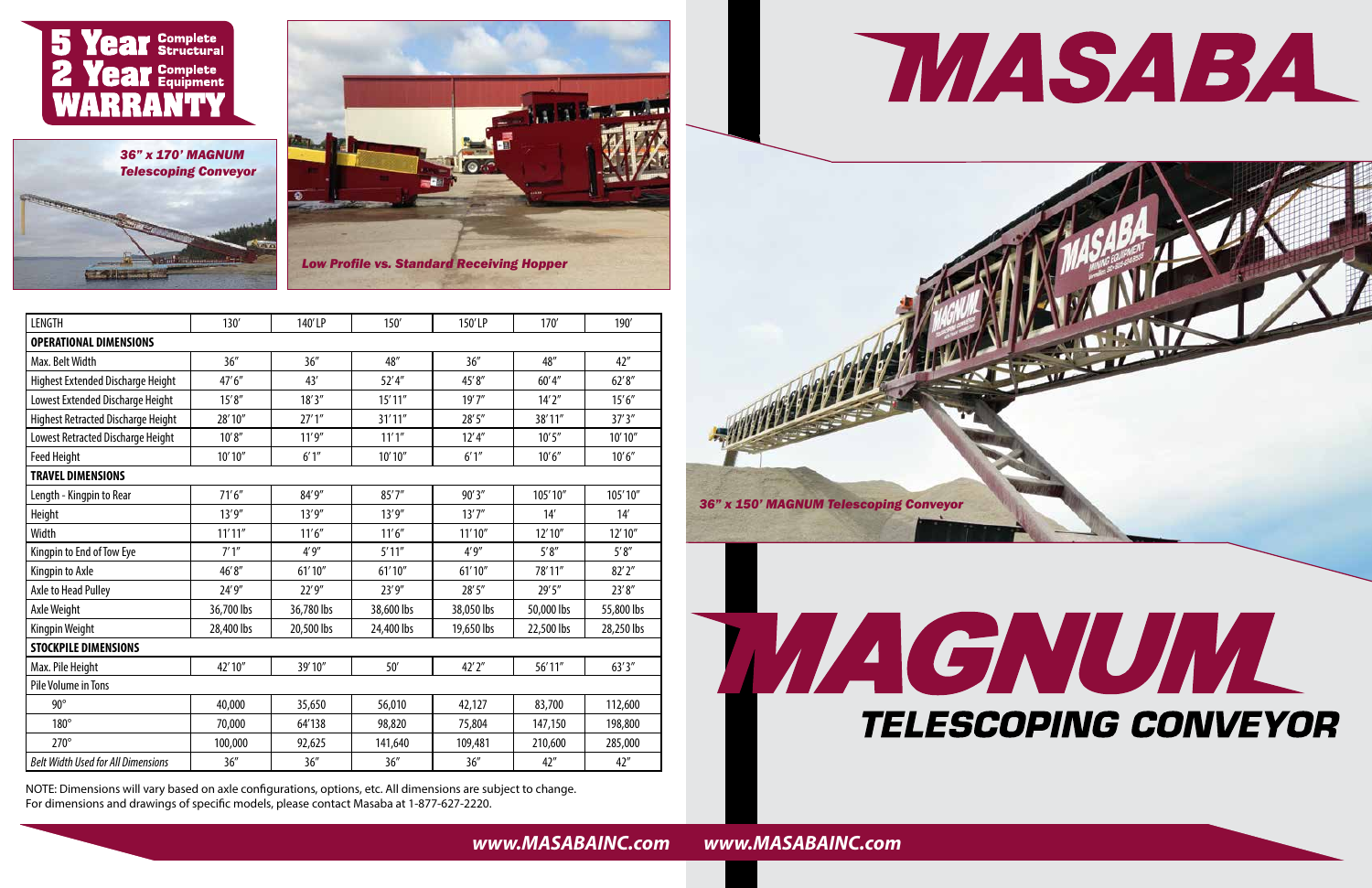**5 Year** Complete Structural
**2 Year** Complete Equipment
**WARRANTY**

*36" x 170' MAGNUM Telescoping Conveyor*

*Low Profile vs. Standard Receiving Hopper*

| LENGTH | 130' | 140' LP | 150' | 150' LP | 170' | 190' |
|---|---|---|---|---|---|---|
| **OPERATIONAL DIMENSIONS** | | | | | | |
| Max. Belt Width | 36" | 36" | 48" | 36" | 48" | 42" |
| Highest Extended Discharge Height | 47'6" | 43' | 52'4" | 45'8" | 60'4" | 62'8" |
| Lowest Extended Discharge Height | 15'8" | 18'3" | 15'11" | 19'7" | 14'2" | 15'6" |
| Highest Retracted Discharge Height | 28'10" | 27'1" | 31'11" | 28'5" | 38'11" | 37'3" |
| Lowest Retracted Discharge Height | 10'8" | 11'9" | 11'1" | 12'4" | 10'5" | 10'10" |
| Feed Height | 10'10" | 6'1" | 10'10" | 6'1" | 10'6" | 10'6" |
| **TRAVEL DIMENSIONS** | | | | | | |
| Length - Kingpin to Rear | 71'6" | 84'9" | 85'7" | 90'3" | 105'10" | 105'10" |
| Height | 13'9" | 13'9" | 13'9" | 13'7" | 14' | 14' |
| Width | 11'11" | 11'6" | 11'6" | 11'10" | 12'10" | 12'10" |
| Kingpin to End of Tow Eye | 7'1" | 4'9" | 5'11" | 4'9" | 5'8" | 5'8" |
| Kingpin to Axle | 46'8" | 61'10" | 61'10" | 61'10" | 78'11" | 82'2" |
| Axle to Head Pulley | 24'9" | 22'9" | 23'9" | 28'5" | 29'5" | 23'8" |
| Axle Weight | 36,700 lbs | 36,780 lbs | 38,600 lbs | 38,050 lbs | 50,000 lbs | 55,800 lbs |
| Kingpin Weight | 28,400 lbs | 20,500 lbs | 24,400 lbs | 19,650 lbs | 22,500 lbs | 28,250 lbs |
| **STOCKPILE DIMENSIONS** | | | | | | |
| Max. Pile Height | 42'10" | 39'10" | 50' | 42'2" | 56'11" | 63'3" |
| Pile Volume in Tons | | | | | | |
| 90° | 40,000 | 35,650 | 56,010 | 42,127 | 83,700 | 112,600 |
| 180° | 70,000 | 64'138 | 98,820 | 75,804 | 147,150 | 198,800 |
| 270° | 100,000 | 92,625 | 141,640 | 109,481 | 210,600 | 285,000 |
| *Belt Width Used for All Dimensions* | 36" | 36" | 36" | 36" | 42" | 42" |

NOTE: Dimensions will vary based on axle configurations, options, etc. All dimensions are subject to change. For dimensions and drawings of specific models, please contact Masaba at 1-877-627-2220.

# MASABA

*36" x 150' MAGNUM Telescoping Conveyor*

# MAGNUM
## TELESCOPING CONVEYOR

*www.MASABAINC.com*

*www.MASABAINC.com*